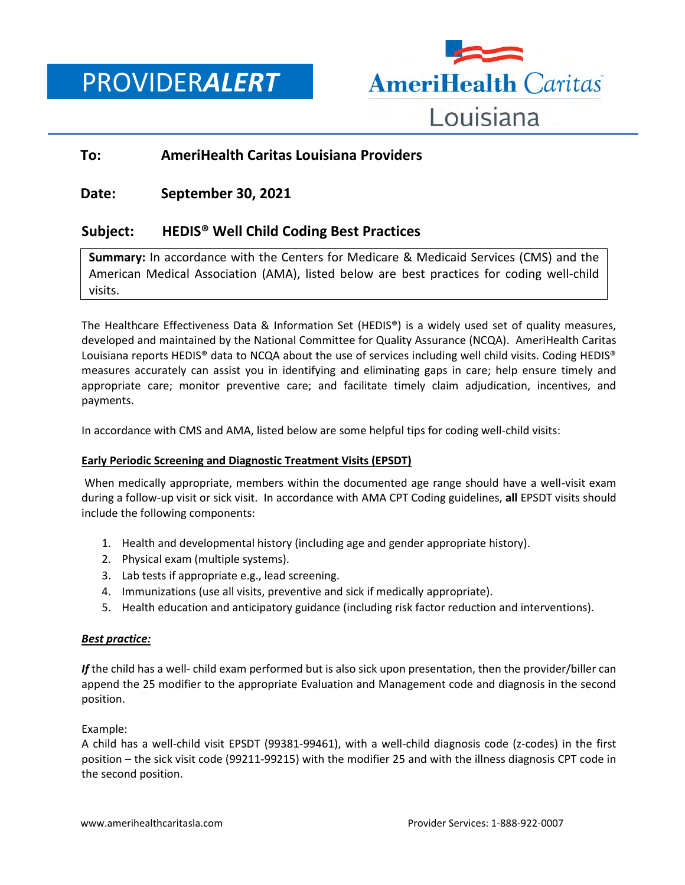# PROVIDER**_ALERT_**

AmeriHealth Caritas Louisiana

**To:** **AmeriHealth Caritas Louisiana Providers**

**Date:** **September 30, 2021**

**Subject:** **HEDIS® Well Child Coding Best Practices**

> **Summary:** In accordance with the Centers for Medicare & Medicaid Services (CMS) and the American Medical Association (AMA), listed below are best practices for coding well-child visits.

The Healthcare Effectiveness Data & Information Set (HEDIS®) is a widely used set of quality measures, developed and maintained by the National Committee for Quality Assurance (NCQA). AmeriHealth Caritas Louisiana reports HEDIS® data to NCQA about the use of services including well child visits. Coding HEDIS® measures accurately can assist you in identifying and eliminating gaps in care; help ensure timely and appropriate care; monitor preventive care; and facilitate timely claim adjudication, incentives, and payments.

In accordance with CMS and AMA, listed below are some helpful tips for coding well-child visits:

**<u>Early Periodic Screening and Diagnostic Treatment Visits (EPSDT)</u>**

When medically appropriate, members within the documented age range should have a well-visit exam during a follow-up visit or sick visit. In accordance with AMA CPT Coding guidelines, **all** EPSDT visits should include the following components:

1. Health and developmental history (including age and gender appropriate history).
2. Physical exam (multiple systems).
3. Lab tests if appropriate e.g., lead screening.
4. Immunizations (use all visits, preventive and sick if medically appropriate).
5. Health education and anticipatory guidance (including risk factor reduction and interventions).

***<u>Best practice:</u>***

***If*** the child has a well- child exam performed but is also sick upon presentation, then the provider/biller can append the 25 modifier to the appropriate Evaluation and Management code and diagnosis in the second position.

Example:
A child has a well-child visit EPSDT (99381-99461), with a well-child diagnosis code (z-codes) in the first position – the sick visit code (99211-99215) with the modifier 25 and with the illness diagnosis CPT code in the second position.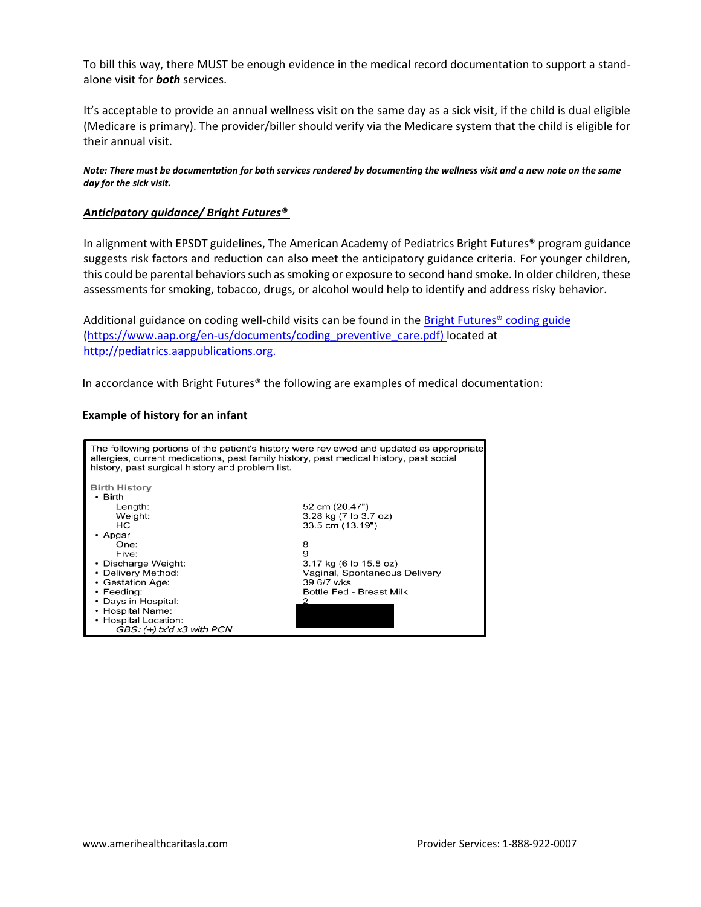To bill this way, there MUST be enough evidence in the medical record documentation to support a stand-alone visit for ***both*** services.

It's acceptable to provide an annual wellness visit on the same day as a sick visit, if the child is dual eligible (Medicare is primary). The provider/biller should verify via the Medicare system that the child is eligible for their annual visit.

***Note: There must be documentation for both services rendered by documenting the wellness visit and a new note on the same day for the sick visit.***

### ***Anticipatory guidance/ Bright Futures®***

In alignment with EPSDT guidelines, The American Academy of Pediatrics Bright Futures® program guidance suggests risk factors and reduction can also meet the anticipatory guidance criteria. For younger children, this could be parental behaviors such as smoking or exposure to second hand smoke. In older children, these assessments for smoking, tobacco, drugs, or alcohol would help to identify and address risky behavior.

Additional guidance on coding well-child visits can be found in the Bright Futures® coding guide (https://www.aap.org/en-us/documents/coding_preventive_care.pdf) located at http://pediatrics.aappublications.org.

In accordance with Bright Futures® the following are examples of medical documentation:

**Example of history for an infant**

The following portions of the patient's history were reviewed and updated as appropriate allergies, current medications, past family history, past medical history, past social history, past surgical history and problem list.

**Birth History**

| | |
|---|---|
| • Birth | |
| Length: | 52 cm (20.47") |
| Weight: | 3.28 kg (7 lb 3.7 oz) |
| HC | 33.5 cm (13.19") |
| • Apgar | |
| One: | 8 |
| Five: | 9 |
| • Discharge Weight: | 3.17 kg (6 lb 15.8 oz) |
| • Delivery Method: | Vaginal, Spontaneous Delivery |
| • Gestation Age: | 39 6/7 wks |
| • Feeding: | Bottle Fed - Breast Milk |
| • Days in Hospital: | 2 |
| • Hospital Name: | |
| • Hospital Location: | |
| *GBS: (+) tx'd x3 with PCN* | |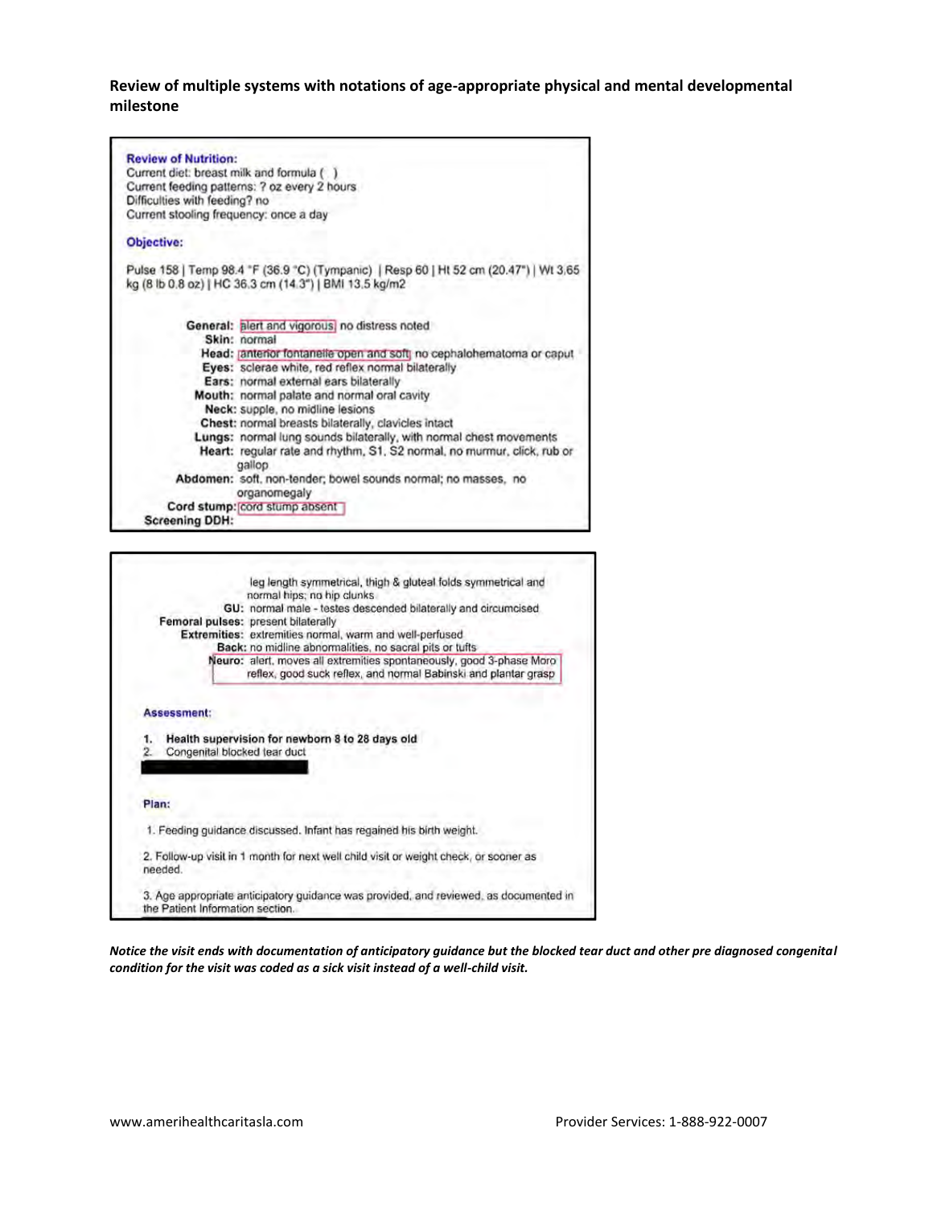**Review of multiple systems with notations of age-appropriate physical and mental developmental milestone**

**Review of Nutrition:**

Current diet: breast milk and formula ( )
Current feeding patterns: ? oz every 2 hours
Difficulties with feeding? no
Current stooling frequency: once a day

**Objective:**

Pulse 158 | Temp 98.4 °F (36.9 °C) (Tympanic) | Resp 60 | Ht 52 cm (20.47") | Wt 3.65 kg (8 lb 0.8 oz) | HC 36.3 cm (14.3") | BMI 13.5 kg/m2

**General:** alert and vigorous, no distress noted
**Skin:** normal
**Head:** anterior fontanelle open and soft, no cephalohematoma or caput
**Eyes:** sclerae white, red reflex normal bilaterally
**Ears:** normal external ears bilaterally
**Mouth:** normal palate and normal oral cavity
**Neck:** supple, no midline lesions
**Chest:** normal breasts bilaterally, clavicles intact
**Lungs:** normal lung sounds bilaterally, with normal chest movements
**Heart:** regular rate and rhythm, S1, S2 normal, no murmur, click, rub or gallop
**Abdomen:** soft, non-tender; bowel sounds normal; no masses, no organomegaly
**Cord stump:** cord stump absent
**Screening DDH:** leg length symmetrical, thigh & gluteal folds symmetrical and normal hips; no hip clunks
**GU:** normal male - testes descended bilaterally and circumcised
**Femoral pulses:** present bilaterally
**Extremities:** extremities normal, warm and well-perfused
**Back:** no midline abnormalities, no sacral pits or tufts
**Neuro:** alert, moves all extremities spontaneously, good 3-phase Moro reflex, good suck reflex, and normal Babinski and plantar grasp

**Assessment:**

1. **Health supervision for newborn 8 to 28 days old**
2. Congenital blocked tear duct

**Plan:**

1. Feeding guidance discussed. Infant has regained his birth weight.
2. Follow-up visit in 1 month for next well child visit or weight check, or sooner as needed.
3. Age appropriate anticipatory guidance was provided, and reviewed, as documented in the Patient Information section.

***Notice the visit ends with documentation of anticipatory guidance but the blocked tear duct and other pre diagnosed congenital condition for the visit was coded as a sick visit instead of a well-child visit.***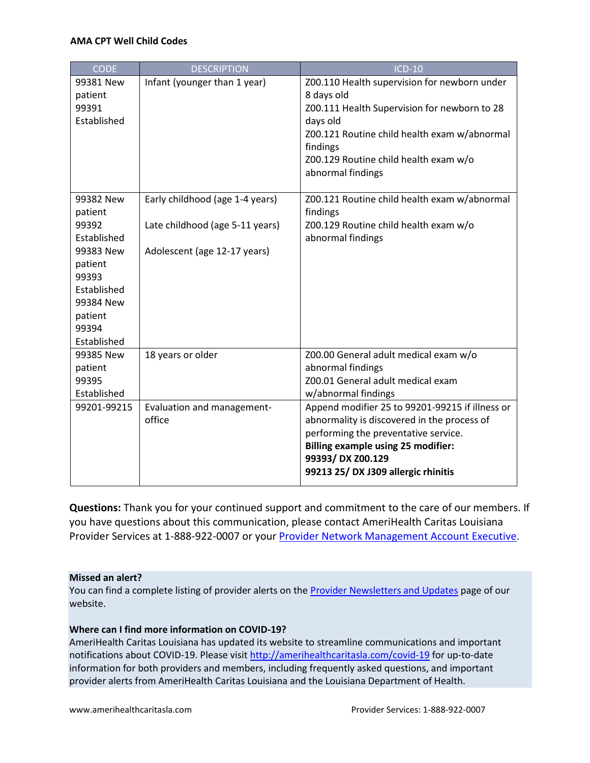**AMA CPT Well Child Codes**

| CODE | DESCRIPTION | ICD-10 |
|---|---|---|
| 99381 New patient<br>99391 Established | Infant (younger than 1 year) | Z00.110 Health supervision for newborn under 8 days old<br>Z00.111 Health Supervision for newborn to 28 days old<br>Z00.121 Routine child health exam w/abnormal findings<br>Z00.129 Routine child health exam w/o abnormal findings |
| 99382 New patient<br>99392 Established<br>99383 New patient<br>99393 Established<br>99384 New patient<br>99394 Established | Early childhood (age 1-4 years)<br>Late childhood (age 5-11 years)<br>Adolescent (age 12-17 years) | Z00.121 Routine child health exam w/abnormal findings<br>Z00.129 Routine child health exam w/o abnormal findings |
| 99385 New patient<br>99395 Established | 18 years or older | Z00.00 General adult medical exam w/o abnormal findings<br>Z00.01 General adult medical exam w/abnormal findings |
| 99201-99215 | Evaluation and management-office | Append modifier 25 to 99201-99215 if illness or abnormality is discovered in the process of performing the preventative service.<br>**Billing example using 25 modifier:**<br>**99393/ DX Z00.129**<br>**99213 25/ DX J309 allergic rhinitis** |

**Questions:** Thank you for your continued support and commitment to the care of our members. If you have questions about this communication, please contact AmeriHealth Caritas Louisiana Provider Services at 1-888-922-0007 or your Provider Network Management Account Executive.

**Missed an alert?**
You can find a complete listing of provider alerts on the Provider Newsletters and Updates page of our website.

**Where can I find more information on COVID-19?**
AmeriHealth Caritas Louisiana has updated its website to streamline communications and important notifications about COVID-19. Please visit http://amerihealthcaritasla.com/covid-19 for up-to-date information for both providers and members, including frequently asked questions, and important provider alerts from AmeriHealth Caritas Louisiana and the Louisiana Department of Health.